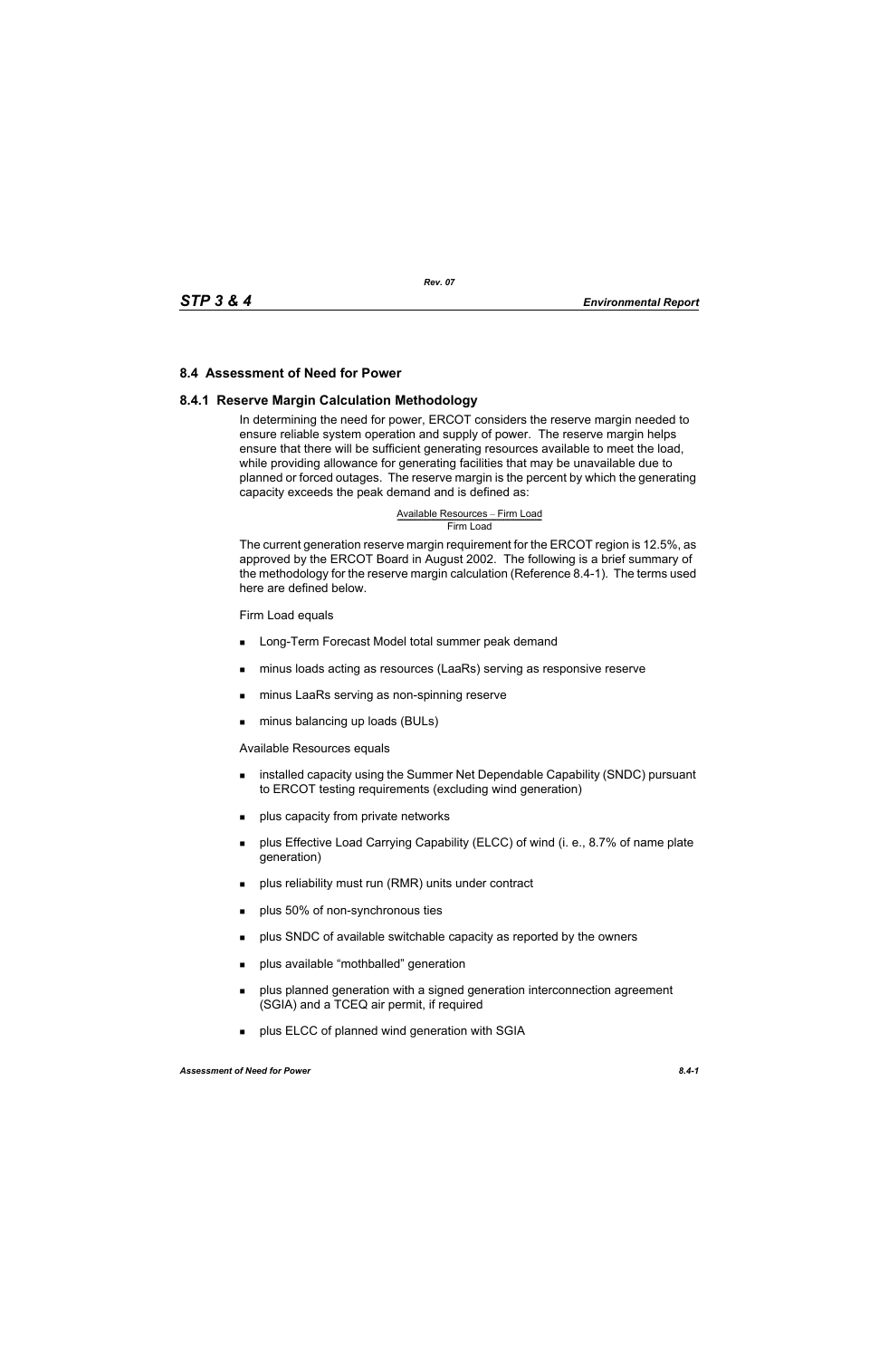## 8.4 Assessment of Need for Power

### 8.4.1 Reserve Margin Calculation Methodology

In determining the need for power, ERCOT considers the reserve margin needed to ensure reliable system operation and supply of power. The reserve margin helps ensure that there will be sufficient generating resources available to meet the load, while providing allowance for generating facilities that may be unavailable due to planned or forced outages. The reserve margin is the percent by which the generating capacity exceeds the peak demand and is defined as:

$$\frac{\text{Available Resources} - \text{Firm Load}}{\text{Firm Load}}$$

The current generation reserve margin requirement for the ERCOT region is 12.5%, as approved by the ERCOT Board in August 2002. The following is a brief summary of the methodology for the reserve margin calculation (Reference 8.4-1). The terms used here are defined below.

Firm Load equals

- Long-Term Forecast Model total summer peak demand
- minus loads acting as resources (LaaRs) serving as responsive reserve
- minus LaaRs serving as non-spinning reserve
- minus balancing up loads (BULs)

Available Resources equals

- installed capacity using the Summer Net Dependable Capability (SNDC) pursuant to ERCOT testing requirements (excluding wind generation)
- plus capacity from private networks
- plus Effective Load Carrying Capability (ELCC) of wind (i. e., 8.7% of name plate generation)
- plus reliability must run (RMR) units under contract
- plus 50% of non-synchronous ties
- plus SNDC of available switchable capacity as reported by the owners
- plus available "mothballed" generation
- plus planned generation with a signed generation interconnection agreement (SGIA) and a TCEQ air permit, if required
- plus ELCC of planned wind generation with SGIA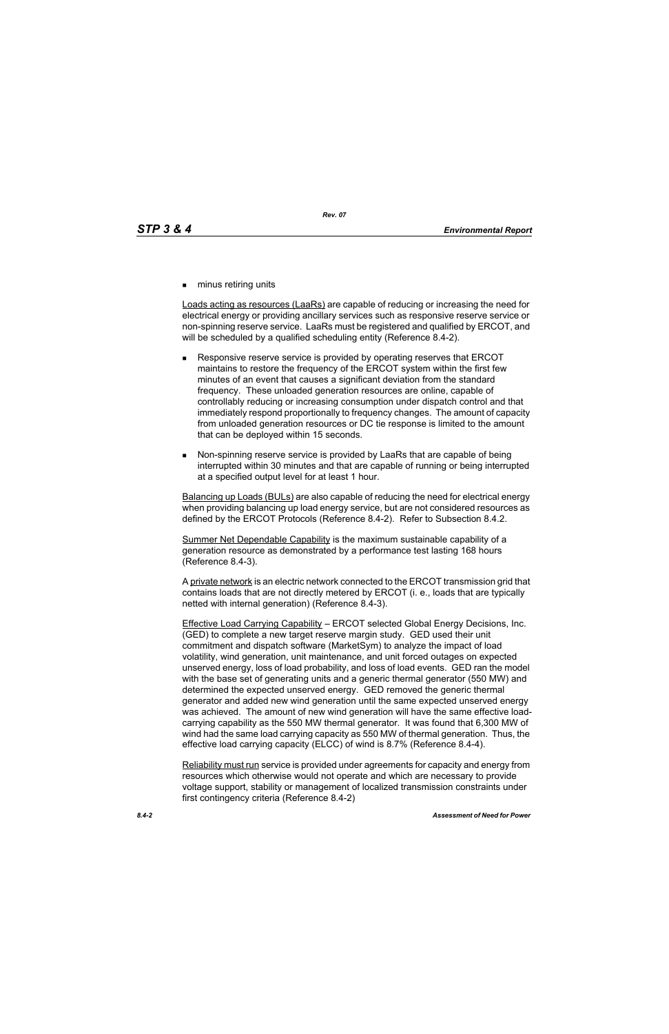- minus retiring units

Loads acting as resources (LaaRs) are capable of reducing or increasing the need for electrical energy or providing ancillary services such as responsive reserve service or non-spinning reserve service. LaaRs must be registered and qualified by ERCOT, and will be scheduled by a qualified scheduling entity (Reference 8.4-2).

- Responsive reserve service is provided by operating reserves that ERCOT maintains to restore the frequency of the ERCOT system within the first few minutes of an event that causes a significant deviation from the standard frequency. These unloaded generation resources are online, capable of controllably reducing or increasing consumption under dispatch control and that immediately respond proportionally to frequency changes. The amount of capacity from unloaded generation resources or DC tie response is limited to the amount that can be deployed within 15 seconds.

- Non-spinning reserve service is provided by LaaRs that are capable of being interrupted within 30 minutes and that are capable of running or being interrupted at a specified output level for at least 1 hour.

Balancing up Loads (BULs) are also capable of reducing the need for electrical energy when providing balancing up load energy service, but are not considered resources as defined by the ERCOT Protocols (Reference 8.4-2). Refer to Subsection 8.4.2.

Summer Net Dependable Capability is the maximum sustainable capability of a generation resource as demonstrated by a performance test lasting 168 hours (Reference 8.4-3).

A private network is an electric network connected to the ERCOT transmission grid that contains loads that are not directly metered by ERCOT (i. e., loads that are typically netted with internal generation) (Reference 8.4-3).

Effective Load Carrying Capability – ERCOT selected Global Energy Decisions, Inc. (GED) to complete a new target reserve margin study. GED used their unit commitment and dispatch software (MarketSym) to analyze the impact of load volatility, wind generation, unit maintenance, and unit forced outages on expected unserved energy, loss of load probability, and loss of load events. GED ran the model with the base set of generating units and a generic thermal generator (550 MW) and determined the expected unserved energy. GED removed the generic thermal generator and added new wind generation until the same expected unserved energy was achieved. The amount of new wind generation will have the same effective load-carrying capability as the 550 MW thermal generator. It was found that 6,300 MW of wind had the same load carrying capacity as 550 MW of thermal generation. Thus, the effective load carrying capacity (ELCC) of wind is 8.7% (Reference 8.4-4).

Reliability must run service is provided under agreements for capacity and energy from resources which otherwise would not operate and which are necessary to provide voltage support, stability or management of localized transmission constraints under first contingency criteria (Reference 8.4-2)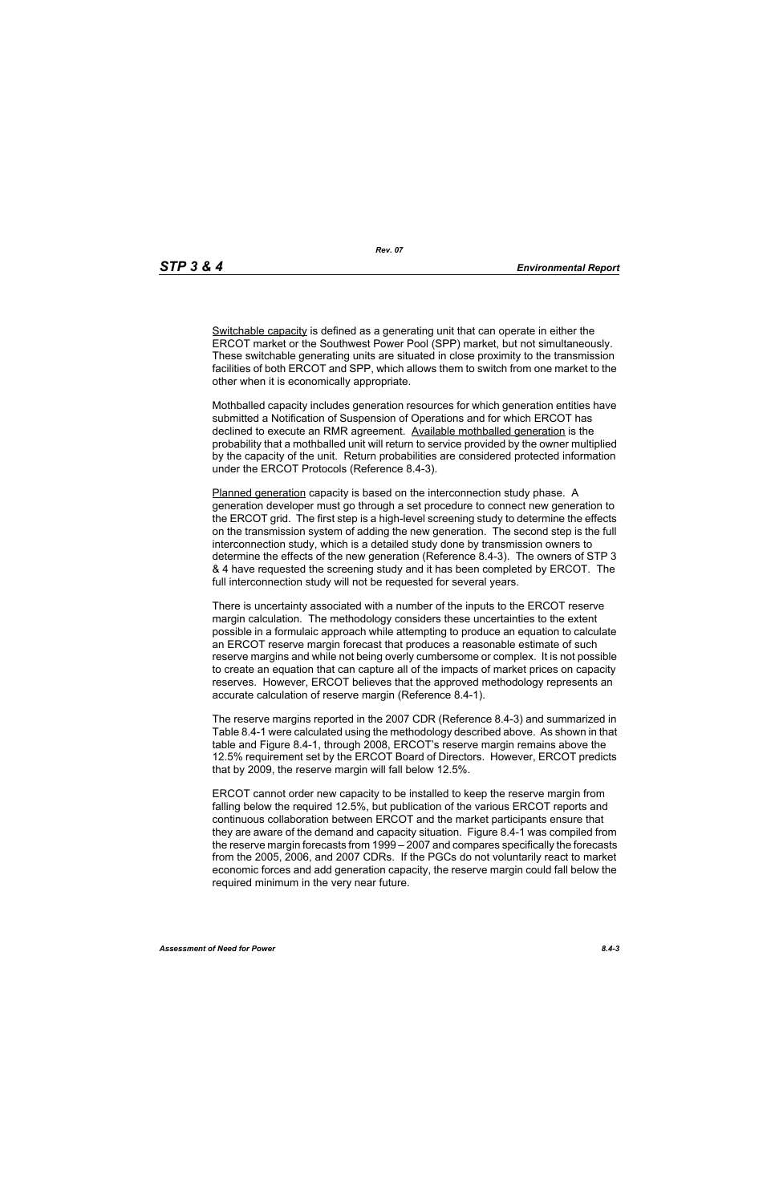Switchable capacity is defined as a generating unit that can operate in either the ERCOT market or the Southwest Power Pool (SPP) market, but not simultaneously. These switchable generating units are situated in close proximity to the transmission facilities of both ERCOT and SPP, which allows them to switch from one market to the other when it is economically appropriate.

Mothballed capacity includes generation resources for which generation entities have submitted a Notification of Suspension of Operations and for which ERCOT has declined to execute an RMR agreement. Available mothballed generation is the probability that a mothballed unit will return to service provided by the owner multiplied by the capacity of the unit. Return probabilities are considered protected information under the ERCOT Protocols (Reference 8.4-3).

Planned generation capacity is based on the interconnection study phase. A generation developer must go through a set procedure to connect new generation to the ERCOT grid. The first step is a high-level screening study to determine the effects on the transmission system of adding the new generation. The second step is the full interconnection study, which is a detailed study done by transmission owners to determine the effects of the new generation (Reference 8.4-3). The owners of STP 3 & 4 have requested the screening study and it has been completed by ERCOT. The full interconnection study will not be requested for several years.

There is uncertainty associated with a number of the inputs to the ERCOT reserve margin calculation. The methodology considers these uncertainties to the extent possible in a formulaic approach while attempting to produce an equation to calculate an ERCOT reserve margin forecast that produces a reasonable estimate of such reserve margins and while not being overly cumbersome or complex. It is not possible to create an equation that can capture all of the impacts of market prices on capacity reserves. However, ERCOT believes that the approved methodology represents an accurate calculation of reserve margin (Reference 8.4-1).

The reserve margins reported in the 2007 CDR (Reference 8.4-3) and summarized in Table 8.4-1 were calculated using the methodology described above. As shown in that table and Figure 8.4-1, through 2008, ERCOT's reserve margin remains above the 12.5% requirement set by the ERCOT Board of Directors. However, ERCOT predicts that by 2009, the reserve margin will fall below 12.5%.

ERCOT cannot order new capacity to be installed to keep the reserve margin from falling below the required 12.5%, but publication of the various ERCOT reports and continuous collaboration between ERCOT and the market participants ensure that they are aware of the demand and capacity situation. Figure 8.4-1 was compiled from the reserve margin forecasts from 1999 – 2007 and compares specifically the forecasts from the 2005, 2006, and 2007 CDRs. If the PGCs do not voluntarily react to market economic forces and add generation capacity, the reserve margin could fall below the required minimum in the very near future.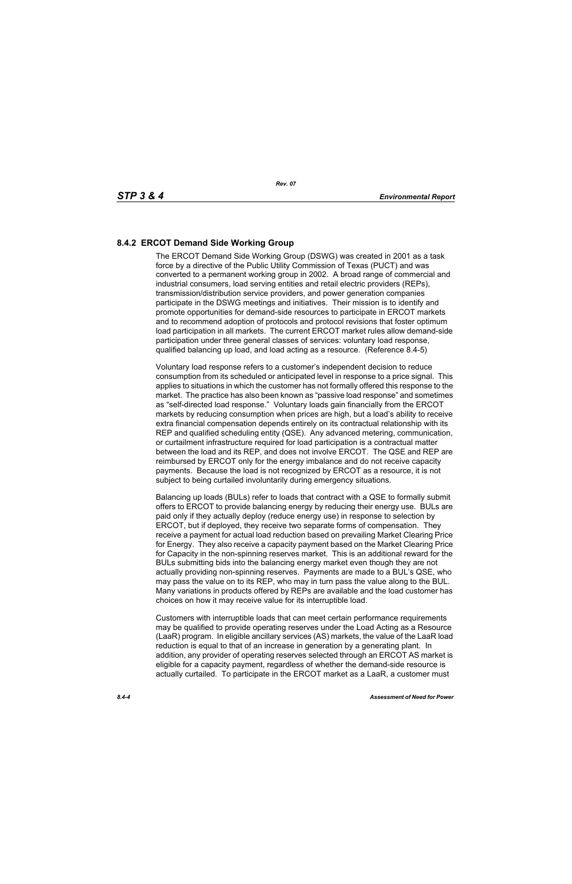### 8.4.2 ERCOT Demand Side Working Group

The ERCOT Demand Side Working Group (DSWG) was created in 2001 as a task force by a directive of the Public Utility Commission of Texas (PUCT) and was converted to a permanent working group in 2002. A broad range of commercial and industrial consumers, load serving entities and retail electric providers (REPs), transmission/distribution service providers, and power generation companies participate in the DSWG meetings and initiatives. Their mission is to identify and promote opportunities for demand-side resources to participate in ERCOT markets and to recommend adoption of protocols and protocol revisions that foster optimum load participation in all markets. The current ERCOT market rules allow demand-side participation under three general classes of services: voluntary load response, qualified balancing up load, and load acting as a resource. (Reference 8.4-5)

Voluntary load response refers to a customer's independent decision to reduce consumption from its scheduled or anticipated level in response to a price signal. This applies to situations in which the customer has not formally offered this response to the market. The practice has also been known as "passive load response" and sometimes as "self-directed load response." Voluntary loads gain financially from the ERCOT markets by reducing consumption when prices are high, but a load's ability to receive extra financial compensation depends entirely on its contractual relationship with its REP and qualified scheduling entity (QSE). Any advanced metering, communication, or curtailment infrastructure required for load participation is a contractual matter between the load and its REP, and does not involve ERCOT. The QSE and REP are reimbursed by ERCOT only for the energy imbalance and do not receive capacity payments. Because the load is not recognized by ERCOT as a resource, it is not subject to being curtailed involuntarily during emergency situations.

Balancing up loads (BULs) refer to loads that contract with a QSE to formally submit offers to ERCOT to provide balancing energy by reducing their energy use. BULs are paid only if they actually deploy (reduce energy use) in response to selection by ERCOT, but if deployed, they receive two separate forms of compensation. They receive a payment for actual load reduction based on prevailing Market Clearing Price for Energy. They also receive a capacity payment based on the Market Clearing Price for Capacity in the non-spinning reserves market. This is an additional reward for the BULs submitting bids into the balancing energy market even though they are not actually providing non-spinning reserves. Payments are made to a BUL's QSE, who may pass the value on to its REP, who may in turn pass the value along to the BUL. Many variations in products offered by REPs are available and the load customer has choices on how it may receive value for its interruptible load.

Customers with interruptible loads that can meet certain performance requirements may be qualified to provide operating reserves under the Load Acting as a Resource (LaaR) program. In eligible ancillary services (AS) markets, the value of the LaaR load reduction is equal to that of an increase in generation by a generating plant. In addition, any provider of operating reserves selected through an ERCOT AS market is eligible for a capacity payment, regardless of whether the demand-side resource is actually curtailed. To participate in the ERCOT market as a LaaR, a customer must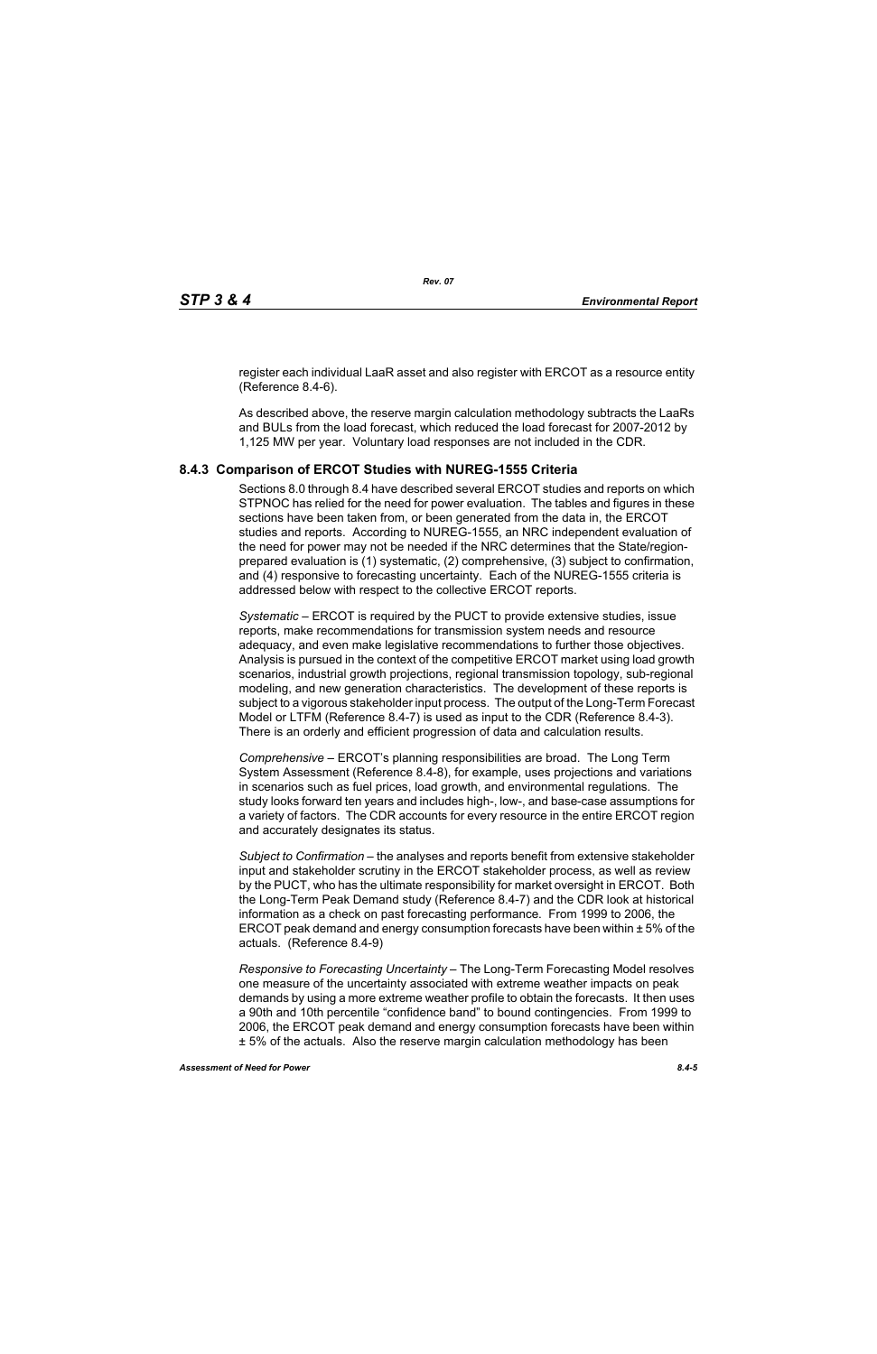register each individual LaaR asset and also register with ERCOT as a resource entity (Reference 8.4-6).

As described above, the reserve margin calculation methodology subtracts the LaaRs and BULs from the load forecast, which reduced the load forecast for 2007-2012 by 1,125 MW per year. Voluntary load responses are not included in the CDR.

### 8.4.3 Comparison of ERCOT Studies with NUREG-1555 Criteria

Sections 8.0 through 8.4 have described several ERCOT studies and reports on which STPNOC has relied for the need for power evaluation. The tables and figures in these sections have been taken from, or been generated from the data in, the ERCOT studies and reports. According to NUREG-1555, an NRC independent evaluation of the need for power may not be needed if the NRC determines that the State/region-prepared evaluation is (1) systematic, (2) comprehensive, (3) subject to confirmation, and (4) responsive to forecasting uncertainty. Each of the NUREG-1555 criteria is addressed below with respect to the collective ERCOT reports.

*Systematic* – ERCOT is required by the PUCT to provide extensive studies, issue reports, make recommendations for transmission system needs and resource adequacy, and even make legislative recommendations to further those objectives. Analysis is pursued in the context of the competitive ERCOT market using load growth scenarios, industrial growth projections, regional transmission topology, sub-regional modeling, and new generation characteristics. The development of these reports is subject to a vigorous stakeholder input process. The output of the Long-Term Forecast Model or LTFM (Reference 8.4-7) is used as input to the CDR (Reference 8.4-3). There is an orderly and efficient progression of data and calculation results.

*Comprehensive* – ERCOT's planning responsibilities are broad. The Long Term System Assessment (Reference 8.4-8), for example, uses projections and variations in scenarios such as fuel prices, load growth, and environmental regulations. The study looks forward ten years and includes high-, low-, and base-case assumptions for a variety of factors. The CDR accounts for every resource in the entire ERCOT region and accurately designates its status.

*Subject to Confirmation* – the analyses and reports benefit from extensive stakeholder input and stakeholder scrutiny in the ERCOT stakeholder process, as well as review by the PUCT, who has the ultimate responsibility for market oversight in ERCOT. Both the Long-Term Peak Demand study (Reference 8.4-7) and the CDR look at historical information as a check on past forecasting performance. From 1999 to 2006, the ERCOT peak demand and energy consumption forecasts have been within ± 5% of the actuals. (Reference 8.4-9)

*Responsive to Forecasting Uncertainty* – The Long-Term Forecasting Model resolves one measure of the uncertainty associated with extreme weather impacts on peak demands by using a more extreme weather profile to obtain the forecasts. It then uses a 90th and 10th percentile "confidence band" to bound contingencies. From 1999 to 2006, the ERCOT peak demand and energy consumption forecasts have been within ± 5% of the actuals. Also the reserve margin calculation methodology has been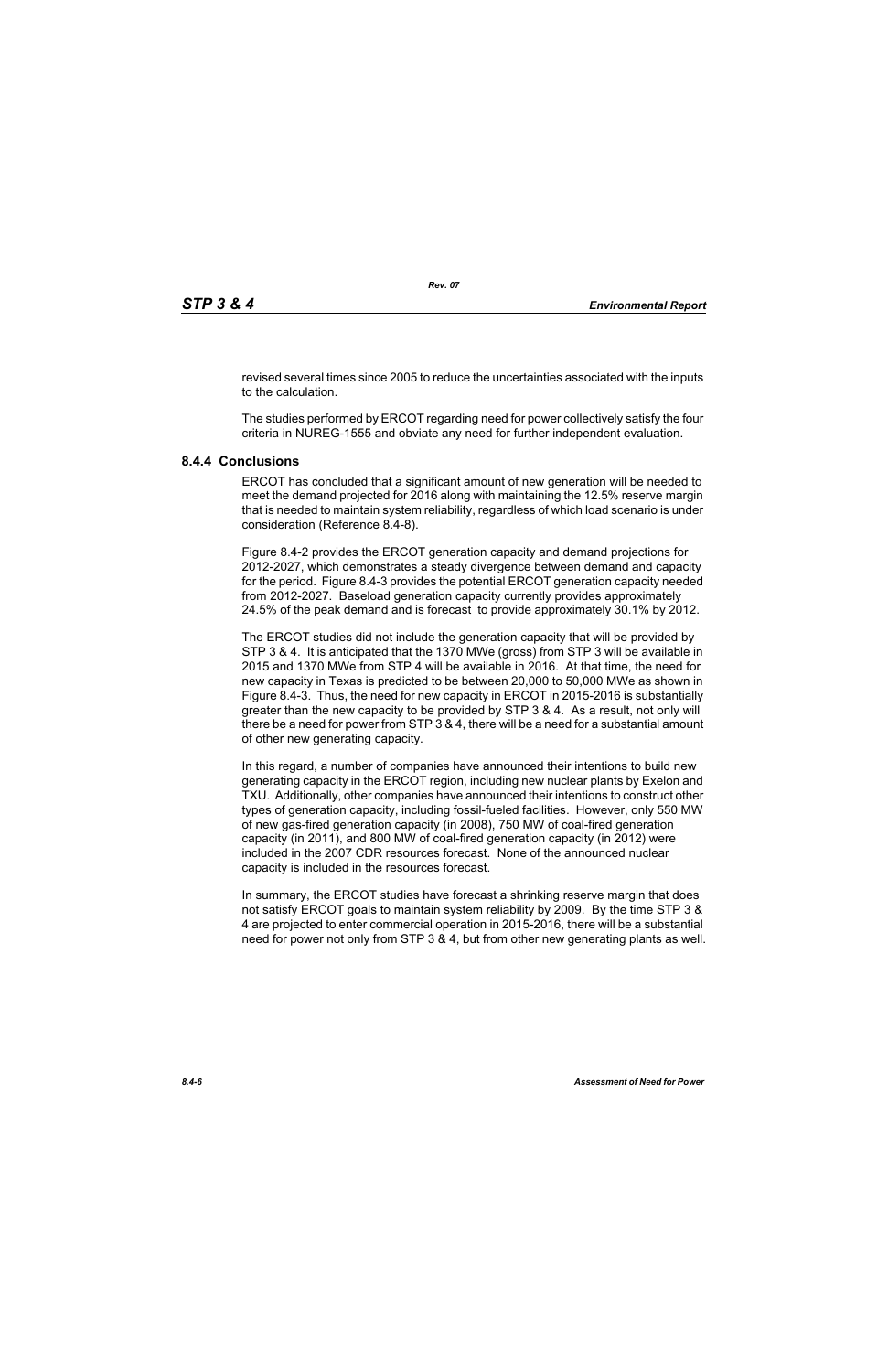revised several times since 2005 to reduce the uncertainties associated with the inputs to the calculation.

The studies performed by ERCOT regarding need for power collectively satisfy the four criteria in NUREG-1555 and obviate any need for further independent evaluation.

### 8.4.4 Conclusions

ERCOT has concluded that a significant amount of new generation will be needed to meet the demand projected for 2016 along with maintaining the 12.5% reserve margin that is needed to maintain system reliability, regardless of which load scenario is under consideration (Reference 8.4-8).

Figure 8.4-2 provides the ERCOT generation capacity and demand projections for 2012-2027, which demonstrates a steady divergence between demand and capacity for the period. Figure 8.4-3 provides the potential ERCOT generation capacity needed from 2012-2027. Baseload generation capacity currently provides approximately 24.5% of the peak demand and is forecast to provide approximately 30.1% by 2012.

The ERCOT studies did not include the generation capacity that will be provided by STP 3 & 4. It is anticipated that the 1370 MWe (gross) from STP 3 will be available in 2015 and 1370 MWe from STP 4 will be available in 2016. At that time, the need for new capacity in Texas is predicted to be between 20,000 to 50,000 MWe as shown in Figure 8.4-3. Thus, the need for new capacity in ERCOT in 2015-2016 is substantially greater than the new capacity to be provided by STP 3 & 4. As a result, not only will there be a need for power from STP 3 & 4, there will be a need for a substantial amount of other new generating capacity.

In this regard, a number of companies have announced their intentions to build new generating capacity in the ERCOT region, including new nuclear plants by Exelon and TXU. Additionally, other companies have announced their intentions to construct other types of generation capacity, including fossil-fueled facilities. However, only 550 MW of new gas-fired generation capacity (in 2008), 750 MW of coal-fired generation capacity (in 2011), and 800 MW of coal-fired generation capacity (in 2012) were included in the 2007 CDR resources forecast. None of the announced nuclear capacity is included in the resources forecast.

In summary, the ERCOT studies have forecast a shrinking reserve margin that does not satisfy ERCOT goals to maintain system reliability by 2009. By the time STP 3 & 4 are projected to enter commercial operation in 2015-2016, there will be a substantial need for power not only from STP 3 & 4, but from other new generating plants as well.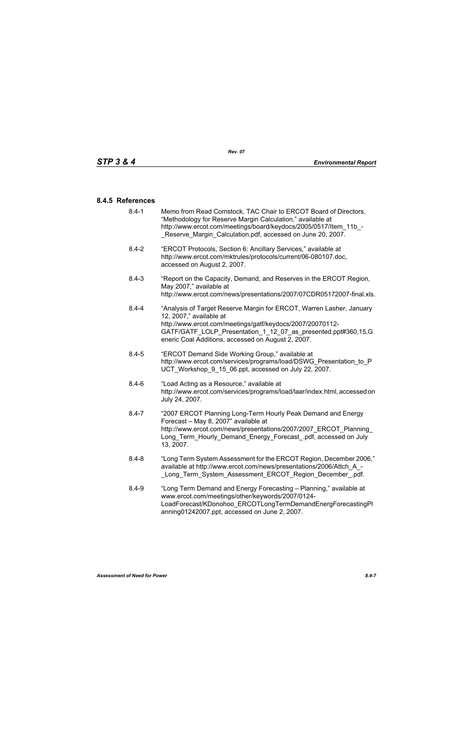### 8.4.5 References

8.4-1 Memo from Read Comstock, TAC Chair to ERCOT Board of Directors, "Methodology for Reserve Margin Calculation," available at http://www.ercot.com/meetings/board/keydocs/2005/0517/Item_11b_-_Reserve_Margin_Calculation.pdf, accessed on June 20, 2007.

8.4-2 "ERCOT Protocols, Section 6: Ancillary Services," available at http://www.ercot.com/mktrules/protocols/current/06-080107.doc, accessed on August 2, 2007.

8.4-3 "Report on the Capacity, Demand, and Reserves in the ERCOT Region, May 2007," available at http://www.ercot.com/news/presentations/2007/07CDR05172007-final.xls.

8.4-4 "Analysis of Target Reserve Margin for ERCOT, Warren Lasher, January 12, 2007," available at http://www.ercot.com/meetings/gatf/keydocs/2007/20070112-GATF/GATF_LOLP_Presentation_1_12_07_as_presented.ppt#360,15,Generic Coal Additions, accessed on August 2, 2007.

8.4-5 "ERCOT Demand Side Working Group," available at http://www.ercot.com/services/programs/load/DSWG_Presentation_to_PUCT_Workshop_9_15_06.ppt, accessed on July 22, 2007.

8.4-6 "Load Acting as a Resource," available at http://www.ercot.com/services/programs/load/laar/index.html, accessed on July 24, 2007.

8.4-7 "2007 ERCOT Planning Long-Term Hourly Peak Demand and Energy Forecast – May 8, 2007" available at http://www.ercot.com/news/presentations/2007/2007_ERCOT_Planning_Long_Term_Hourly_Demand_Energy_Forecast_.pdf, accessed on July 13, 2007.

8.4-8 "Long Term System Assessment for the ERCOT Region, December 2006," available at http://www.ercot.com/news/presentations/2006/Attch_A_-_Long_Term_System_Assessment_ERCOT_Region_December_.pdf.

8.4-9 "Long Term Demand and Energy Forecasting – Planning," available at www.ercot.com/meetings/other/keywords/2007/0124-LoadForecast/KDonohoo_ERCOTLongTermDemandEnergForecastingPlanning01242007.ppt, accessed on June 2, 2007.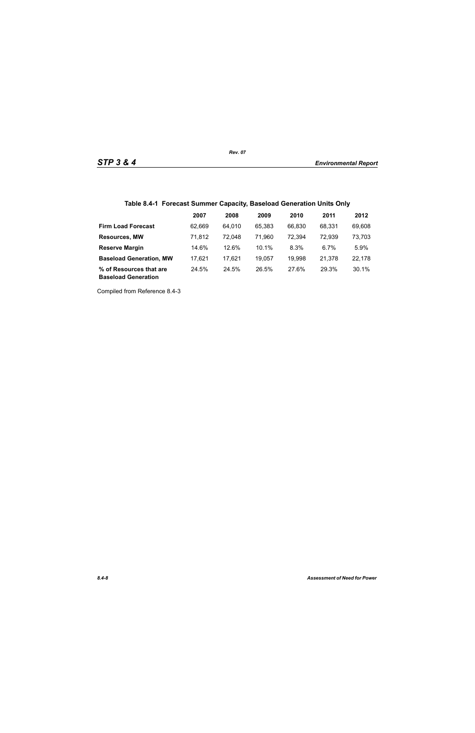**Table 8.4-1 Forecast Summer Capacity, Baseload Generation Units Only**

| | 2007 | 2008 | 2009 | 2010 | 2011 | 2012 |
|---|---|---|---|---|---|---|
| **Firm Load Forecast** | 62,669 | 64,010 | 65,383 | 66,830 | 68,331 | 69,608 |
| **Resources, MW** | 71,812 | 72,048 | 71,960 | 72,394 | 72,939 | 73,703 |
| **Reserve Margin** | 14.6% | 12.6% | 10.1% | 8.3% | 6.7% | 5.9% |
| **Baseload Generation, MW** | 17,621 | 17,621 | 19,057 | 19,998 | 21,378 | 22,178 |
| **% of Resources that are Baseload Generation** | 24.5% | 24.5% | 26.5% | 27.6% | 29.3% | 30.1% |

Compiled from Reference 8.4-3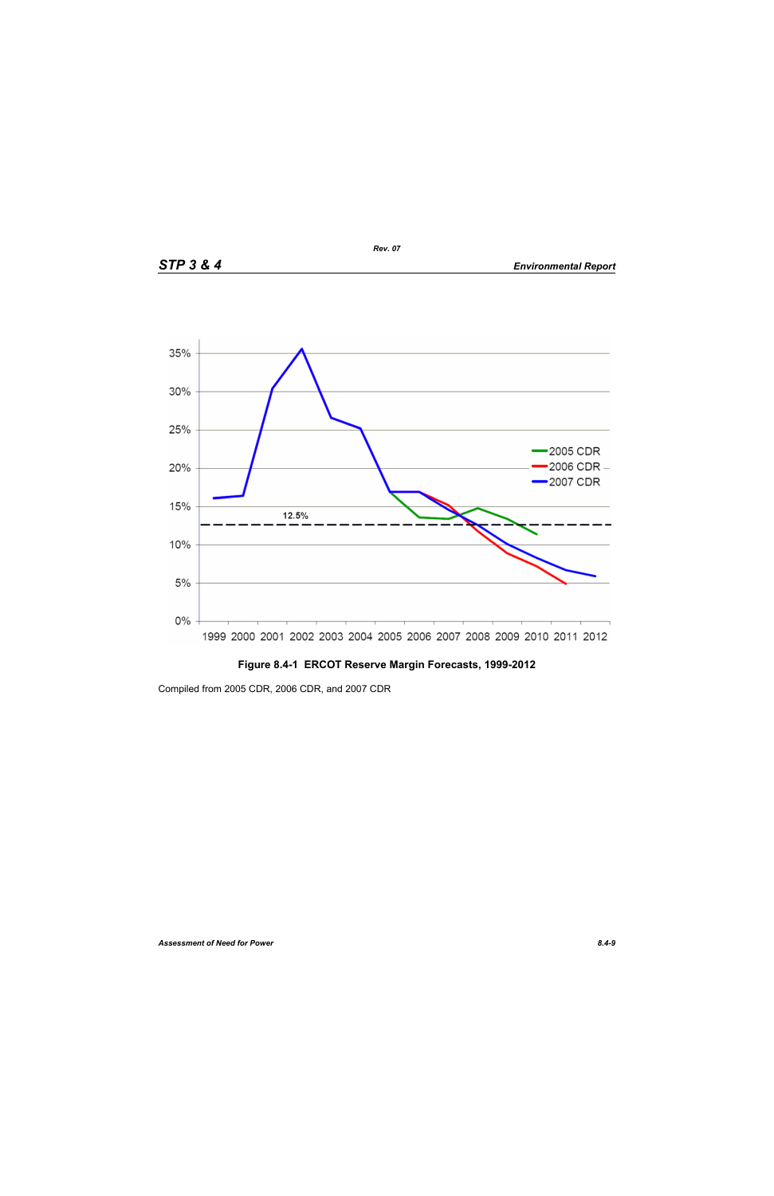Figure 8.4-1 ERCOT Reserve Margin Forecasts, 1999-2012

Compiled from 2005 CDR, 2006 CDR, and 2007 CDR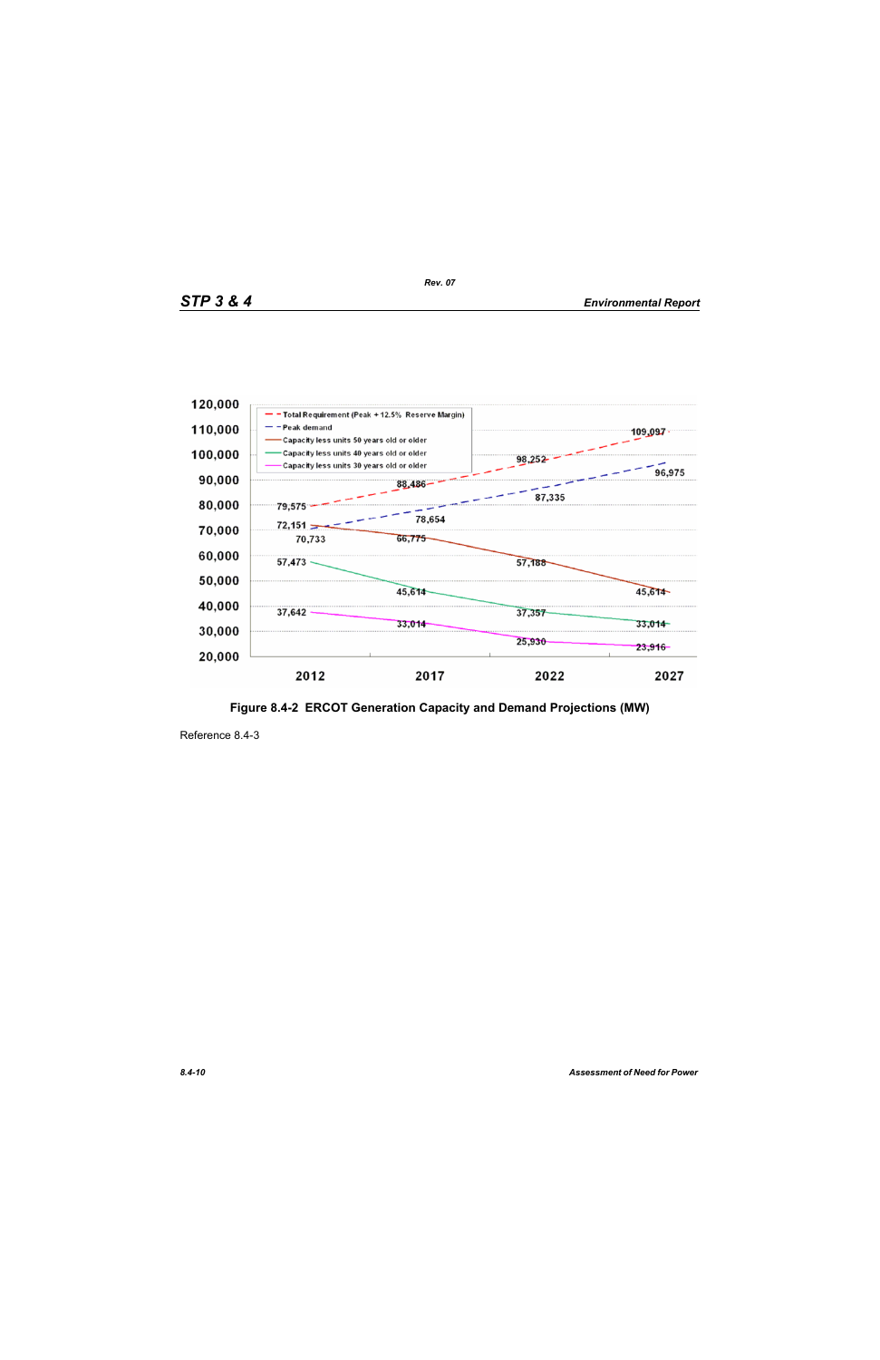Figure 8.4-2 ERCOT Generation Capacity and Demand Projections (MW)

Reference 8.4-3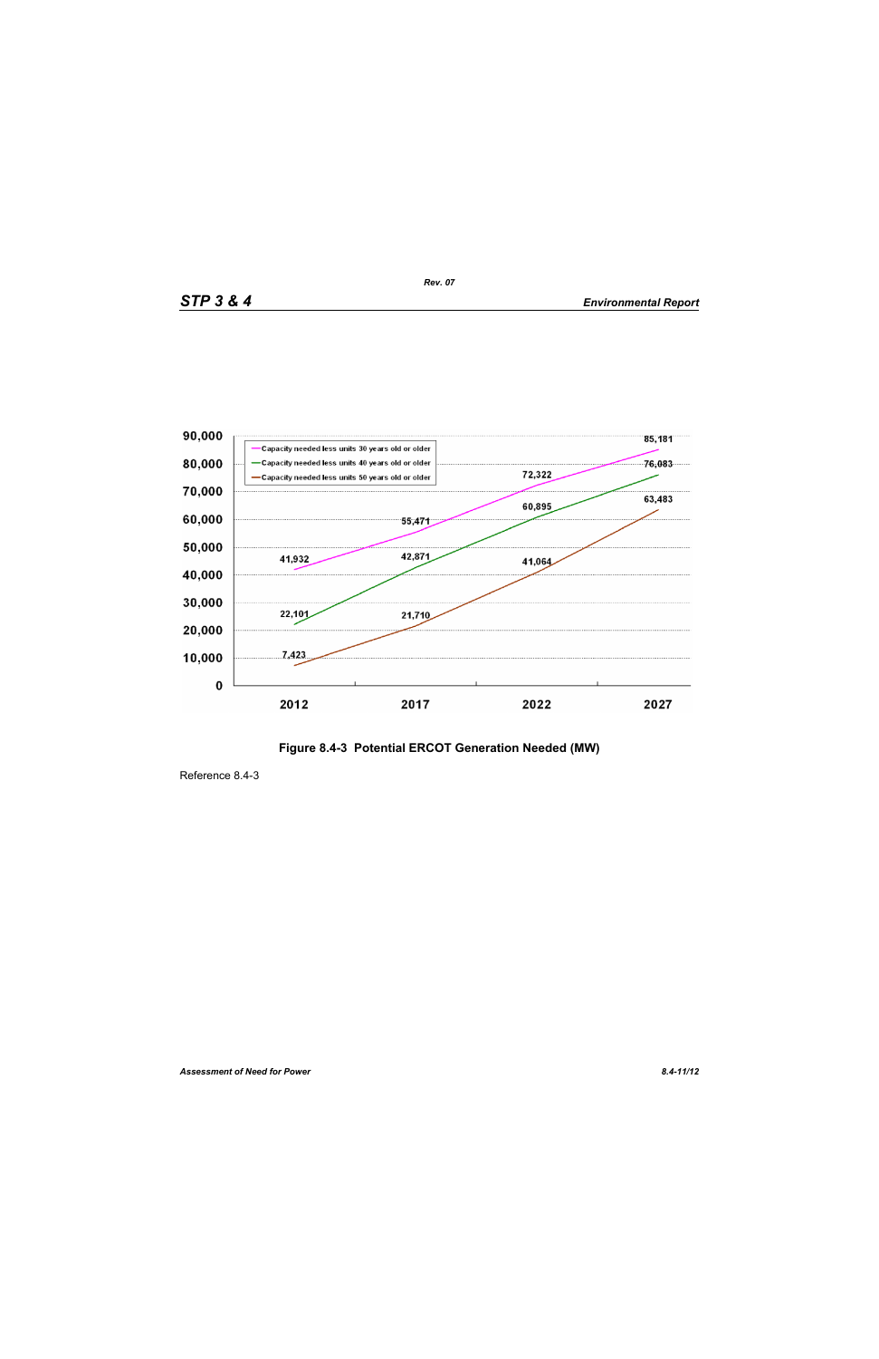90,000
80,000
70,000
60,000
50,000
40,000
30,000
20,000
10,000
0

Capacity needed less units 30 years old or older
Capacity needed less units 40 years old or older
Capacity needed less units 50 years old or older

41,932
55,471
72,322
85,181

22,101
42,871
60,895
76,083

7,423
21,710
41,064
63,483

2012
2017
2022
2027

**Figure 8.4-3 Potential ERCOT Generation Needed (MW)**

Reference 8.4-3